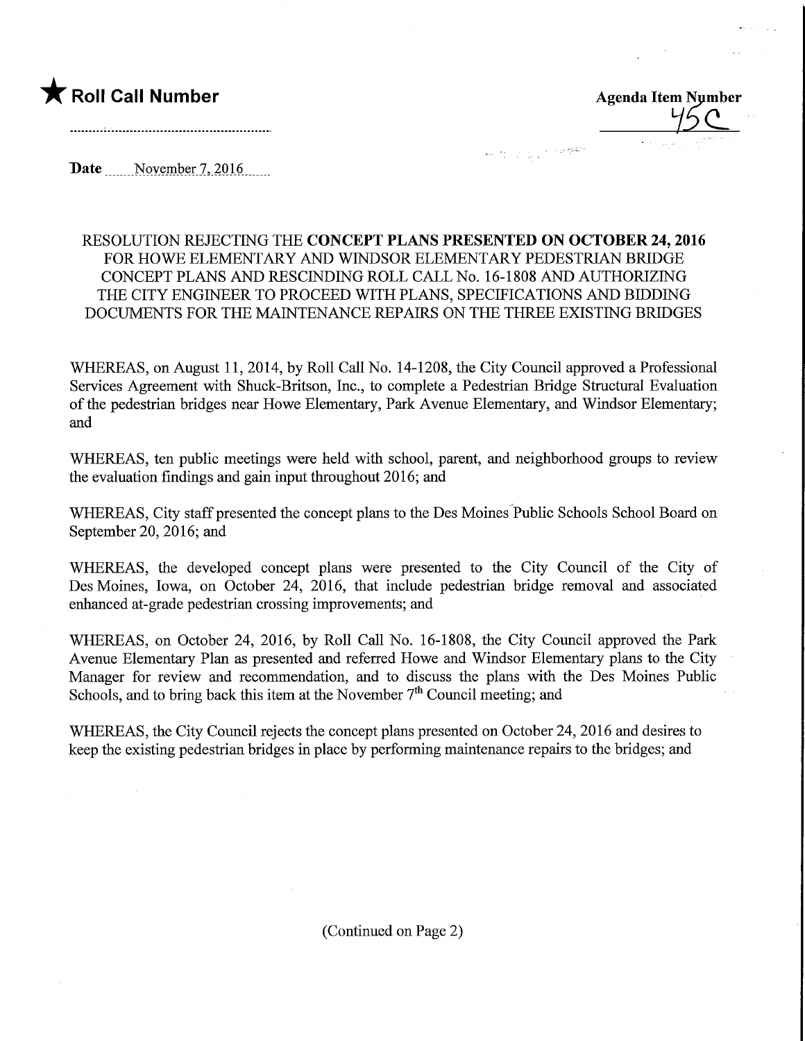★ **Roll Call Number**

**Agenda Item Number**
45C

**Date** November 7, 2016

RESOLUTION REJECTING THE **CONCEPT PLANS PRESENTED ON OCTOBER 24, 2016** FOR HOWE ELEMENTARY AND WINDSOR ELEMENTARY PEDESTRIAN BRIDGE CONCEPT PLANS AND RESCINDING ROLL CALL No. 16-1808 AND AUTHORIZING THE CITY ENGINEER TO PROCEED WITH PLANS, SPECIFICATIONS AND BIDDING DOCUMENTS FOR THE MAINTENANCE REPAIRS ON THE THREE EXISTING BRIDGES

WHEREAS, on August 11, 2014, by Roll Call No. 14-1208, the City Council approved a Professional Services Agreement with Shuck-Britson, Inc., to complete a Pedestrian Bridge Structural Evaluation of the pedestrian bridges near Howe Elementary, Park Avenue Elementary, and Windsor Elementary; and

WHEREAS, ten public meetings were held with school, parent, and neighborhood groups to review the evaluation findings and gain input throughout 2016; and

WHEREAS, City staff presented the concept plans to the Des Moines Public Schools School Board on September 20, 2016; and

WHEREAS, the developed concept plans were presented to the City Council of the City of Des Moines, Iowa, on October 24, 2016, that include pedestrian bridge removal and associated enhanced at-grade pedestrian crossing improvements; and

WHEREAS, on October 24, 2016, by Roll Call No. 16-1808, the City Council approved the Park Avenue Elementary Plan as presented and referred Howe and Windsor Elementary plans to the City Manager for review and recommendation, and to discuss the plans with the Des Moines Public Schools, and to bring back this item at the November 7th Council meeting; and

WHEREAS, the City Council rejects the concept plans presented on October 24, 2016 and desires to keep the existing pedestrian bridges in place by performing maintenance repairs to the bridges; and

(Continued on Page 2)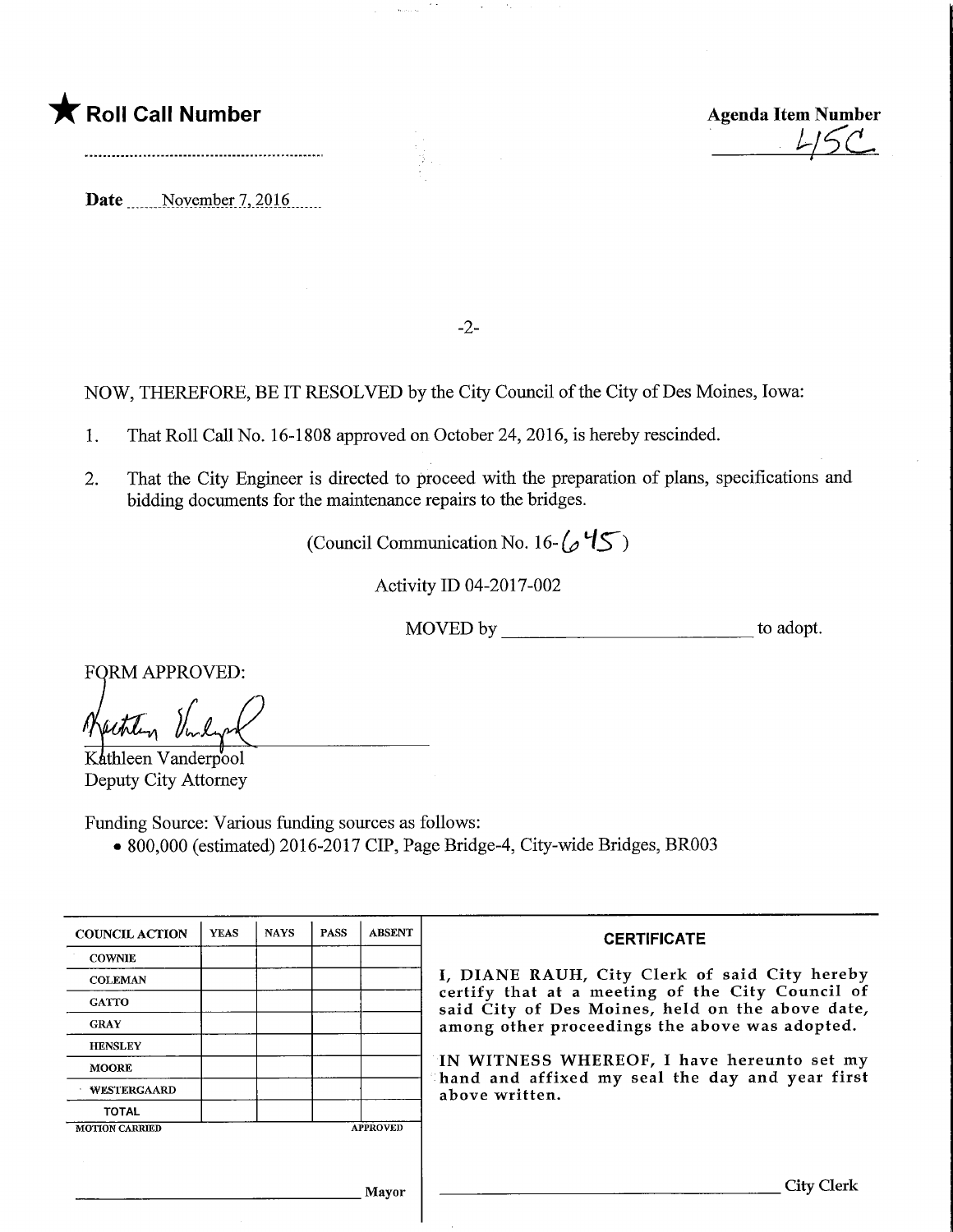★ **Roll Call Number**

**Agenda Item Number**
45C

**Date** November 7, 2016

NOW, THEREFORE, BE IT RESOLVED by the City Council of the City of Des Moines, Iowa:

1. That Roll Call No. 16-1808 approved on October 24, 2016, is hereby rescinded.

2. That the City Engineer is directed to proceed with the preparation of plans, specifications and bidding documents for the maintenance repairs to the bridges.

(Council Communication No. 16-645)

Activity ID 04-2017-002

MOVED by ______________________ to adopt.

FORM APPROVED:

Kathleen Vanderpool
Deputy City Attorney

Funding Source: Various funding sources as follows:

- 800,000 (estimated) 2016-2017 CIP, Page Bridge-4, City-wide Bridges, BR003

| COUNCIL ACTION | YEAS | NAYS | PASS | ABSENT |
|---|---|---|---|---|
| COWNIE | | | | |
| COLEMAN | | | | |
| GATTO | | | | |
| GRAY | | | | |
| HENSLEY | | | | |
| MOORE | | | | |
| WESTERGAARD | | | | |
| TOTAL | | | | |

MOTION CARRIED APPROVED

______________________ Mayor

**CERTIFICATE**

I, DIANE RAUH, City Clerk of said City hereby certify that at a meeting of the City Council of said City of Des Moines, held on the above date, among other proceedings the above was adopted.

IN WITNESS WHEREOF, I have hereunto set my hand and affixed my seal the day and year first above written.

______________________ City Clerk